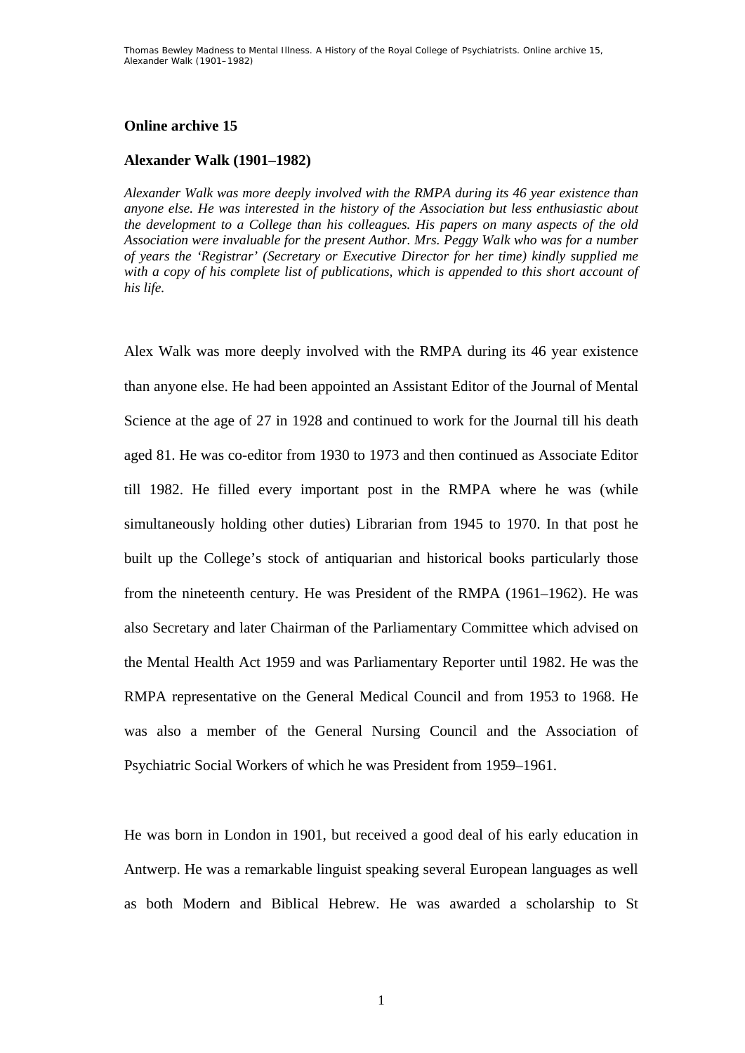## Online archive 15

## Alexander Walk (1901–1982)

*Alexander Walk was more deeply involved with the RMPA during its 46 year existence than anyone else. He was interested in the history of the Association but less enthusiastic about the development to a College than his colleagues. His papers on many aspects of the old Association were invaluable for the present Author. Mrs. Peggy Walk who was for a number of years the 'Registrar' (Secretary or Executive Director for her time) kindly supplied me with a copy of his complete list of publications, which is appended to this short account of his life.*

Alex Walk was more deeply involved with the RMPA during its 46 year existence than anyone else. He had been appointed an Assistant Editor of the Journal of Mental Science at the age of 27 in 1928 and continued to work for the Journal till his death aged 81. He was co-editor from 1930 to 1973 and then continued as Associate Editor till 1982. He filled every important post in the RMPA where he was (while simultaneously holding other duties) Librarian from 1945 to 1970. In that post he built up the College's stock of antiquarian and historical books particularly those from the nineteenth century. He was President of the RMPA (1961–1962). He was also Secretary and later Chairman of the Parliamentary Committee which advised on the Mental Health Act 1959 and was Parliamentary Reporter until 1982. He was the RMPA representative on the General Medical Council and from 1953 to 1968. He was also a member of the General Nursing Council and the Association of Psychiatric Social Workers of which he was President from 1959–1961.

He was born in London in 1901, but received a good deal of his early education in Antwerp. He was a remarkable linguist speaking several European languages as well as both Modern and Biblical Hebrew. He was awarded a scholarship to St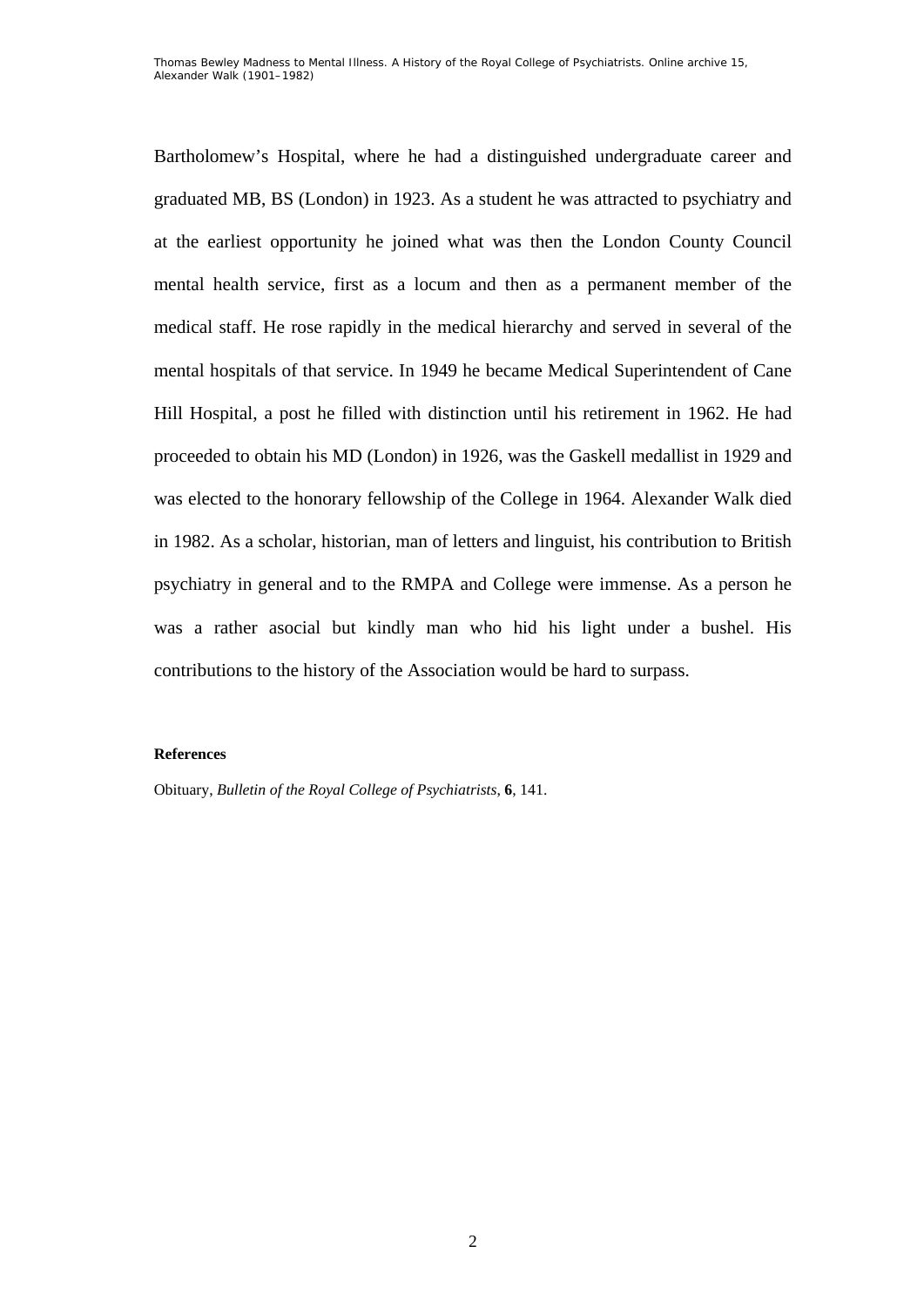Bartholomew's Hospital, where he had a distinguished undergraduate career and graduated MB, BS (London) in 1923. As a student he was attracted to psychiatry and at the earliest opportunity he joined what was then the London County Council mental health service, first as a locum and then as a permanent member of the medical staff. He rose rapidly in the medical hierarchy and served in several of the mental hospitals of that service. In 1949 he became Medical Superintendent of Cane Hill Hospital, a post he filled with distinction until his retirement in 1962. He had proceeded to obtain his MD (London) in 1926, was the Gaskell medallist in 1929 and was elected to the honorary fellowship of the College in 1964. Alexander Walk died in 1982. As a scholar, historian, man of letters and linguist, his contribution to British psychiatry in general and to the RMPA and College were immense. As a person he was a rather asocial but kindly man who hid his light under a bushel. His contributions to the history of the Association would be hard to surpass.

**References**

Obituary, *Bulletin of the Royal College of Psychiatrists*, **6**, 141.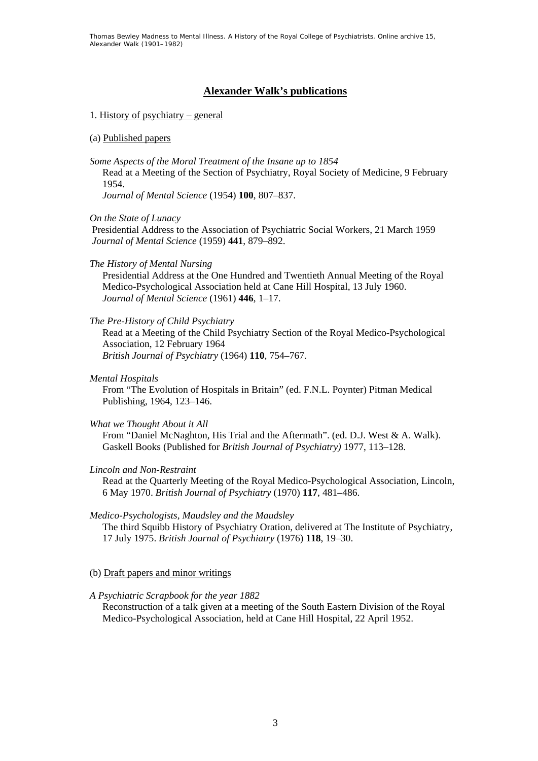## Alexander Walk's publications

1. History of psychiatry – general

(a) Published papers

*Some Aspects of the Moral Treatment of the Insane up to 1854*
Read at a Meeting of the Section of Psychiatry, Royal Society of Medicine, 9 February 1954.
*Journal of Mental Science* (1954) **100**, 807–837.

*On the State of Lunacy*
Presidential Address to the Association of Psychiatric Social Workers, 21 March 1959
*Journal of Mental Science* (1959) **441**, 879–892.

*The History of Mental Nursing*
Presidential Address at the One Hundred and Twentieth Annual Meeting of the Royal Medico-Psychological Association held at Cane Hill Hospital, 13 July 1960.
*Journal of Mental Science* (1961) **446**, 1–17.

*The Pre-History of Child Psychiatry*
Read at a Meeting of the Child Psychiatry Section of the Royal Medico-Psychological Association, 12 February 1964
*British Journal of Psychiatry* (1964) **110**, 754–767.

*Mental Hospitals*
From "The Evolution of Hospitals in Britain" (ed. F.N.L. Poynter) Pitman Medical Publishing, 1964, 123–146.

*What we Thought About it All*
From "Daniel McNaghton, His Trial and the Aftermath". (ed. D.J. West & A. Walk). Gaskell Books (Published for *British Journal of Psychiatry)* 1977, 113–128.

*Lincoln and Non-Restraint*
Read at the Quarterly Meeting of the Royal Medico-Psychological Association, Lincoln, 6 May 1970. *British Journal of Psychiatry* (1970) **117**, 481–486.

*Medico-Psychologists, Maudsley and the Maudsley*
The third Squibb History of Psychiatry Oration, delivered at The Institute of Psychiatry, 17 July 1975. *British Journal of Psychiatry* (1976) **118**, 19–30.

(b) Draft papers and minor writings

*A Psychiatric Scrapbook for the year 1882*
Reconstruction of a talk given at a meeting of the South Eastern Division of the Royal Medico-Psychological Association, held at Cane Hill Hospital, 22 April 1952.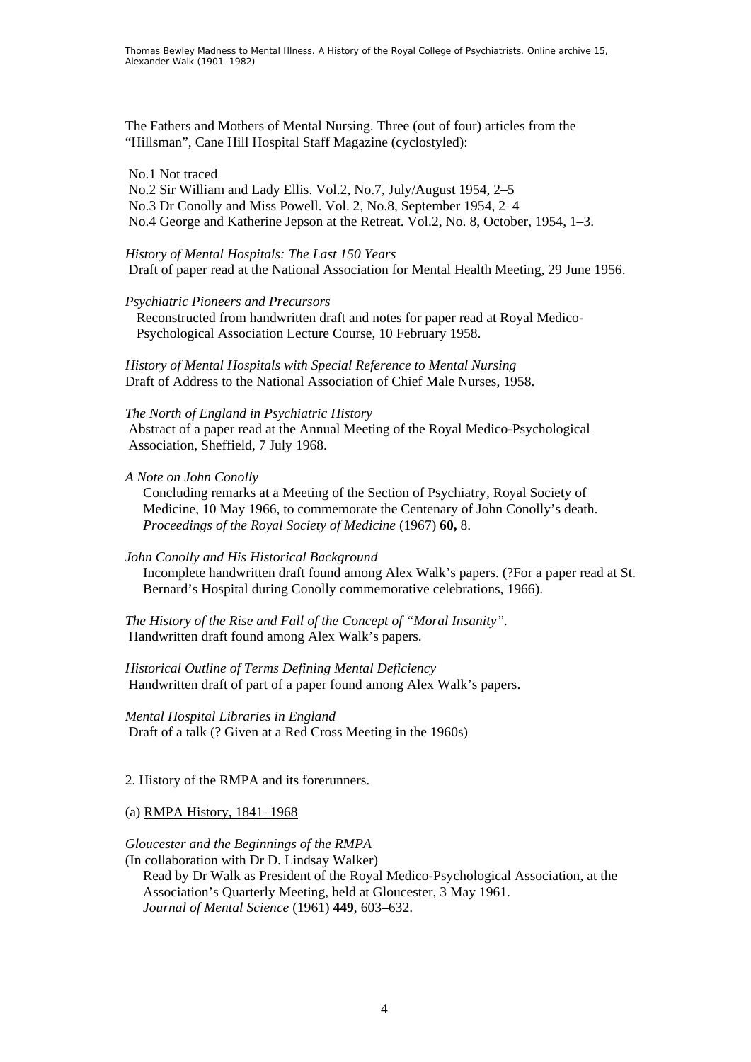The Fathers and Mothers of Mental Nursing. Three (out of four) articles from the "Hillsman", Cane Hill Hospital Staff Magazine (cyclostyled):

No.1 Not traced
No.2 Sir William and Lady Ellis. Vol.2, No.7, July/August 1954, 2–5
No.3 Dr Conolly and Miss Powell. Vol. 2, No.8, September 1954, 2–4
No.4 George and Katherine Jepson at the Retreat. Vol.2, No. 8, October, 1954, 1–3.

*History of Mental Hospitals: The Last 150 Years*
Draft of paper read at the National Association for Mental Health Meeting, 29 June 1956.

*Psychiatric Pioneers and Precursors*
Reconstructed from handwritten draft and notes for paper read at Royal Medico-Psychological Association Lecture Course, 10 February 1958.

*History of Mental Hospitals with Special Reference to Mental Nursing*
Draft of Address to the National Association of Chief Male Nurses, 1958.

*The North of England in Psychiatric History*
Abstract of a paper read at the Annual Meeting of the Royal Medico-Psychological Association, Sheffield, 7 July 1968.

*A Note on John Conolly*
Concluding remarks at a Meeting of the Section of Psychiatry, Royal Society of Medicine, 10 May 1966, to commemorate the Centenary of John Conolly's death. *Proceedings of the Royal Society of Medicine* (1967) **60,** 8.

*John Conolly and His Historical Background*
Incomplete handwritten draft found among Alex Walk's papers. (?For a paper read at St. Bernard's Hospital during Conolly commemorative celebrations, 1966).

*The History of the Rise and Fall of the Concept of "Moral Insanity".*
Handwritten draft found among Alex Walk's papers.

*Historical Outline of Terms Defining Mental Deficiency*
Handwritten draft of part of a paper found among Alex Walk's papers.

*Mental Hospital Libraries in England*
Draft of a talk (? Given at a Red Cross Meeting in the 1960s)

2. History of the RMPA and its forerunners.

(a) RMPA History, 1841–1968

*Gloucester and the Beginnings of the RMPA*
(In collaboration with Dr D. Lindsay Walker)
Read by Dr Walk as President of the Royal Medico-Psychological Association, at the Association's Quarterly Meeting, held at Gloucester, 3 May 1961.
*Journal of Mental Science* (1961) **449**, 603–632.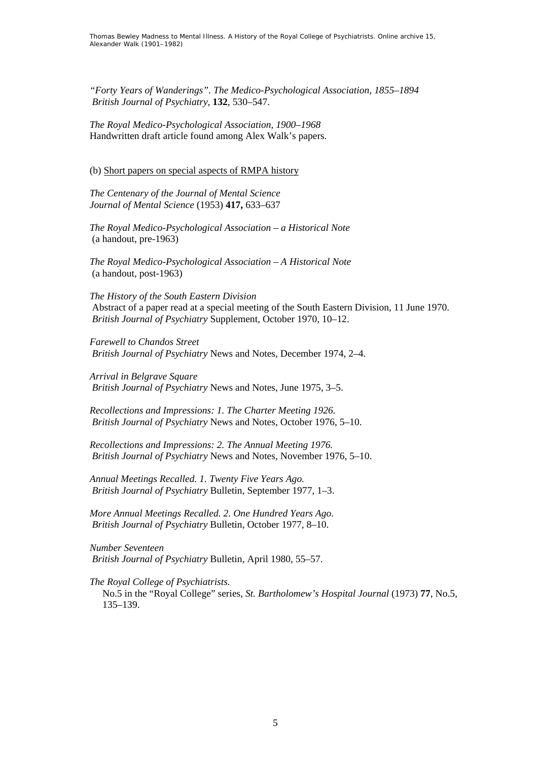*"Forty Years of Wanderings". The Medico-Psychological Association, 1855–1894*
*British Journal of Psychiatry*, **132**, 530–547.

*The Royal Medico-Psychological Association, 1900–1968*
Handwritten draft article found among Alex Walk's papers.

(b) <u>Short papers on special aspects of RMPA history</u>

*The Centenary of the Journal of Mental Science*
*Journal of Mental Science* (1953) **417,** 633–637

*The Royal Medico-Psychological Association – a Historical Note*
(a handout, pre-1963)

*The Royal Medico-Psychological Association – A Historical Note*
(a handout, post-1963)

*The History of the South Eastern Division*
Abstract of a paper read at a special meeting of the South Eastern Division, 11 June 1970.
*British Journal of Psychiatry* Supplement, October 1970, 10–12.

*Farewell to Chandos Street*
*British Journal of Psychiatry* News and Notes, December 1974, 2–4.

*Arrival in Belgrave Square*
*British Journal of Psychiatry* News and Notes, June 1975, 3–5.

*Recollections and Impressions: 1. The Charter Meeting 1926.*
*British Journal of Psychiatry* News and Notes, October 1976, 5–10.

*Recollections and Impressions: 2. The Annual Meeting 1976.*
*British Journal of Psychiatry* News and Notes, November 1976, 5–10.

*Annual Meetings Recalled. 1. Twenty Five Years Ago.*
*British Journal of Psychiatry* Bulletin, September 1977, 1–3.

*More Annual Meetings Recalled. 2. One Hundred Years Ago.*
*British Journal of Psychiatry* Bulletin, October 1977, 8–10.

*Number Seventeen*
*British Journal of Psychiatry* Bulletin, April 1980, 55–57.

*The Royal College of Psychiatrists.*
No.5 in the "Royal College" series, *St. Bartholomew's Hospital Journal* (1973) **77**, No.5, 135–139.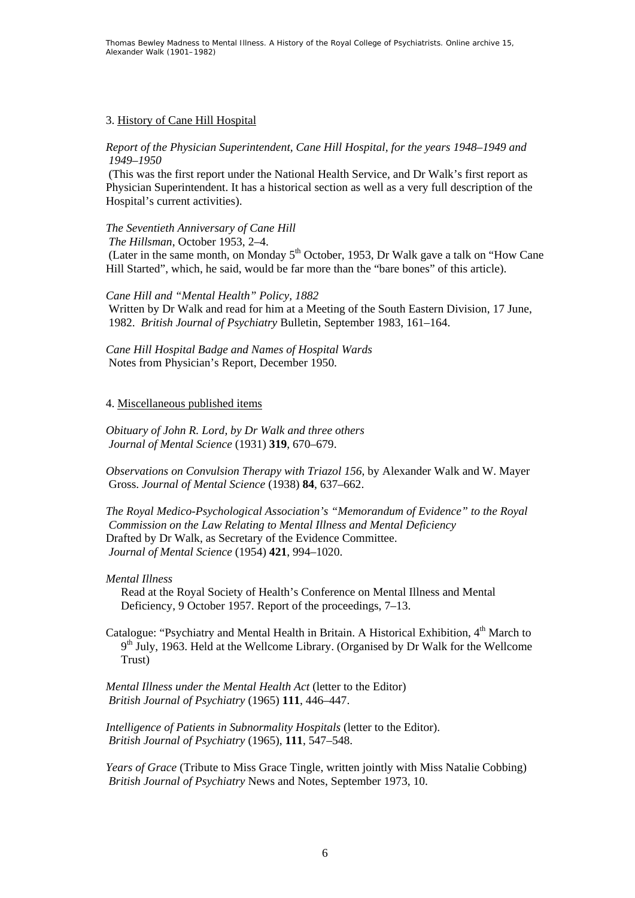3. History of Cane Hill Hospital

*Report of the Physician Superintendent, Cane Hill Hospital, for the years 1948–1949 and 1949–1950*
(This was the first report under the National Health Service, and Dr Walk's first report as Physician Superintendent. It has a historical section as well as a very full description of the Hospital's current activities).

*The Seventieth Anniversary of Cane Hill*
*The Hillsman*, October 1953, 2–4.
(Later in the same month, on Monday 5th October, 1953, Dr Walk gave a talk on "How Cane Hill Started", which, he said, would be far more than the "bare bones" of this article).

*Cane Hill and "Mental Health" Policy, 1882*
Written by Dr Walk and read for him at a Meeting of the South Eastern Division, 17 June, 1982. *British Journal of Psychiatry* Bulletin, September 1983, 161–164.

*Cane Hill Hospital Badge and Names of Hospital Wards*
Notes from Physician's Report, December 1950.

4. Miscellaneous published items

*Obituary of John R. Lord, by Dr Walk and three others*
*Journal of Mental Science* (1931) **319**, 670–679.

*Observations on Convulsion Therapy with Triazol 156*, by Alexander Walk and W. Mayer Gross. *Journal of Mental Science* (1938) **84**, 637–662.

*The Royal Medico-Psychological Association's "Memorandum of Evidence" to the Royal Commission on the Law Relating to Mental Illness and Mental Deficiency*
Drafted by Dr Walk, as Secretary of the Evidence Committee.
*Journal of Mental Science* (1954) **421**, 994–1020.

*Mental Illness*
Read at the Royal Society of Health's Conference on Mental Illness and Mental Deficiency, 9 October 1957. Report of the proceedings, 7–13.

Catalogue: "Psychiatry and Mental Health in Britain. A Historical Exhibition, 4th March to 9th July, 1963. Held at the Wellcome Library. (Organised by Dr Walk for the Wellcome Trust)

*Mental Illness under the Mental Health Act* (letter to the Editor)
*British Journal of Psychiatry* (1965) **111**, 446–447.

*Intelligence of Patients in Subnormality Hospitals* (letter to the Editor).
*British Journal of Psychiatry* (1965), **111**, 547–548.

*Years of Grace* (Tribute to Miss Grace Tingle, written jointly with Miss Natalie Cobbing)
*British Journal of Psychiatry* News and Notes, September 1973, 10.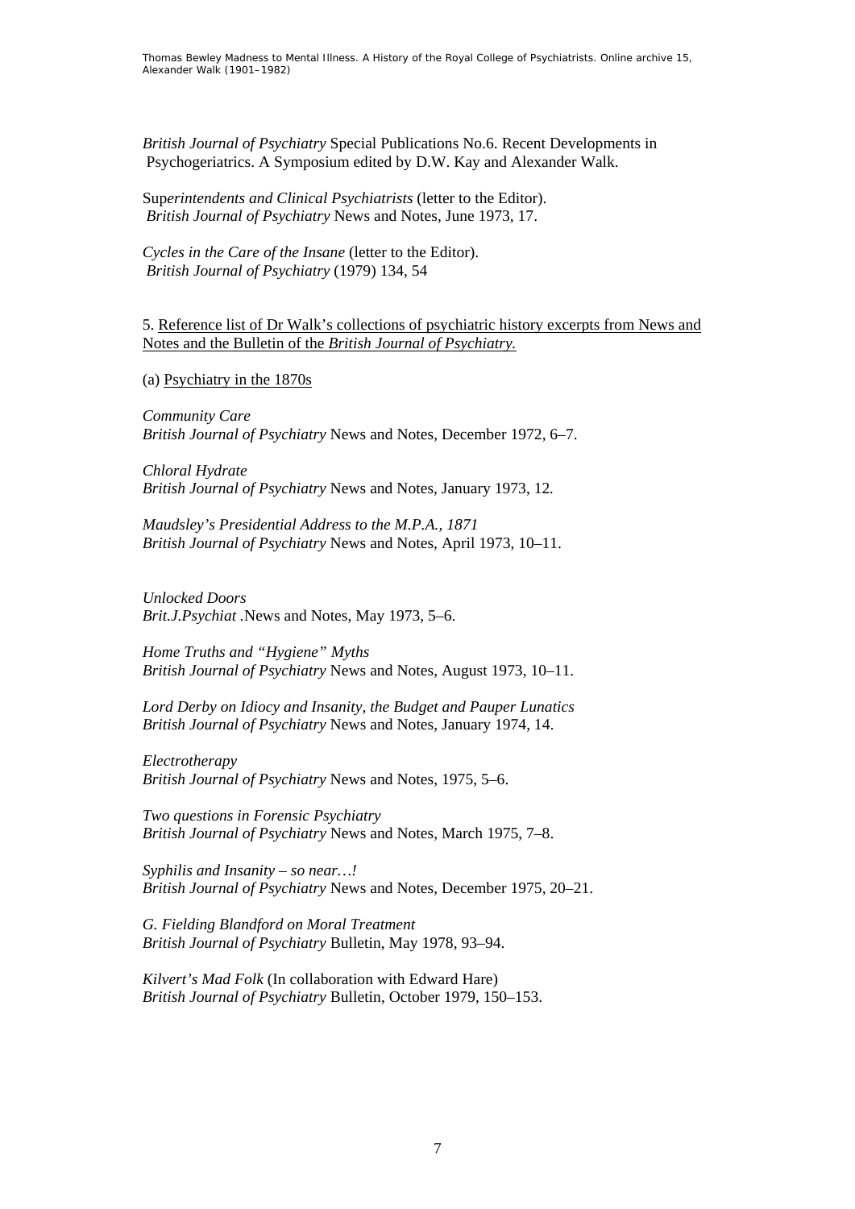*British Journal of Psychiatry* Special Publications No.6. Recent Developments in Psychogeriatrics. A Symposium edited by D.W. Kay and Alexander Walk.

Sup*erintendents and Clinical Psychiatrists* (letter to the Editor).
*British Journal of Psychiatry* News and Notes, June 1973, 17.

*Cycles in the Care of the Insane* (letter to the Editor).
*British Journal of Psychiatry* (1979) 134, 54

5. Reference list of Dr Walk's collections of psychiatric history excerpts from News and Notes and the Bulletin of the *British Journal of Psychiatry.*

(a) Psychiatry in the 1870s

*Community Care*
*British Journal of Psychiatry* News and Notes, December 1972, 6–7.

*Chloral Hydrate*
*British Journal of Psychiatry* News and Notes, January 1973, 12.

*Maudsley's Presidential Address to the M.P.A., 1871*
*British Journal of Psychiatry* News and Notes, April 1973, 10–11.

*Unlocked Doors*
*Brit.J.Psychiat* .News and Notes, May 1973, 5–6.

*Home Truths and "Hygiene" Myths*
*British Journal of Psychiatry* News and Notes, August 1973, 10–11.

*Lord Derby on Idiocy and Insanity, the Budget and Pauper Lunatics*
*British Journal of Psychiatry* News and Notes, January 1974, 14.

*Electrotherapy*
*British Journal of Psychiatry* News and Notes, 1975, 5–6.

*Two questions in Forensic Psychiatry*
*British Journal of Psychiatry* News and Notes, March 1975, 7–8.

*Syphilis and Insanity – so near…!*
*British Journal of Psychiatry* News and Notes, December 1975, 20–21.

*G. Fielding Blandford on Moral Treatment*
*British Journal of Psychiatry* Bulletin, May 1978, 93–94.

*Kilvert's Mad Folk* (In collaboration with Edward Hare)
*British Journal of Psychiatry* Bulletin, October 1979, 150–153.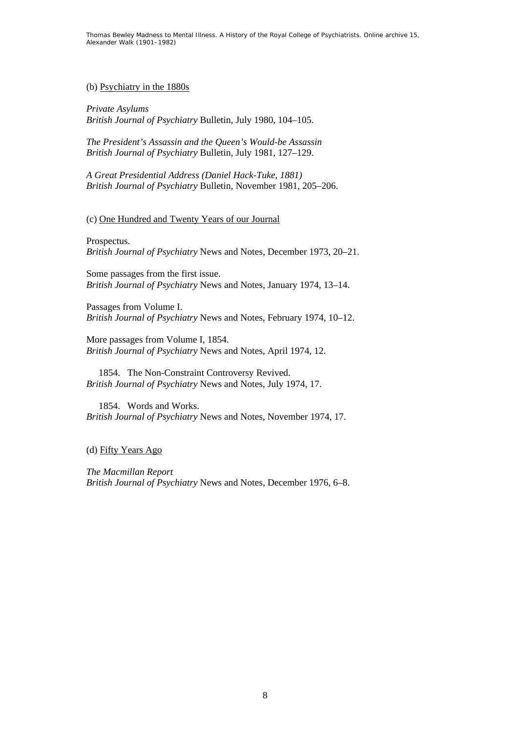(b) Psychiatry in the 1880s

*Private Asylums*
*British Journal of Psychiatry* Bulletin, July 1980, 104–105.

*The President's Assassin and the Queen's Would-be Assassin*
*British Journal of Psychiatry* Bulletin, July 1981, 127–129.

*A Great Presidential Address (Daniel Hack-Tuke, 1881)*
*British Journal of Psychiatry* Bulletin, November 1981, 205–206.

(c) One Hundred and Twenty Years of our Journal

Prospectus.
*British Journal of Psychiatry* News and Notes, December 1973, 20–21.

Some passages from the first issue.
*British Journal of Psychiatry* News and Notes, January 1974, 13–14.

Passages from Volume I.
*British Journal of Psychiatry* News and Notes, February 1974, 10–12.

More passages from Volume I, 1854.
*British Journal of Psychiatry* News and Notes, April 1974, 12.

1854. The Non-Constraint Controversy Revived.
*British Journal of Psychiatry* News and Notes, July 1974, 17.

1854. Words and Works.
*British Journal of Psychiatry* News and Notes, November 1974, 17.

(d) Fifty Years Ago

*The Macmillan Report*
*British Journal of Psychiatry* News and Notes, December 1976, 6–8.